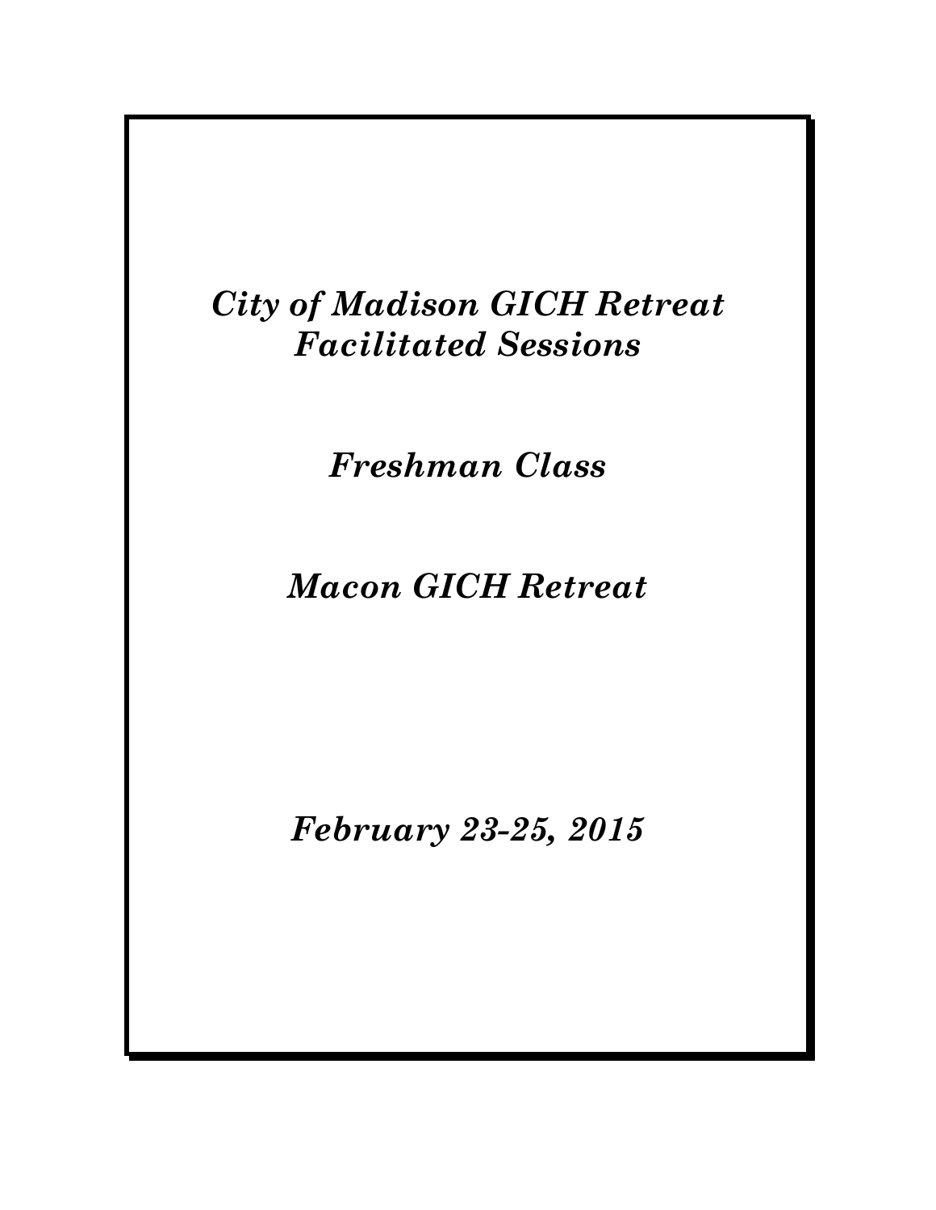# *City of Madison GICH Retreat Facilitated Sessions*

## *Freshman Class*

## *Macon GICH Retreat*

## *February 23-25, 2015*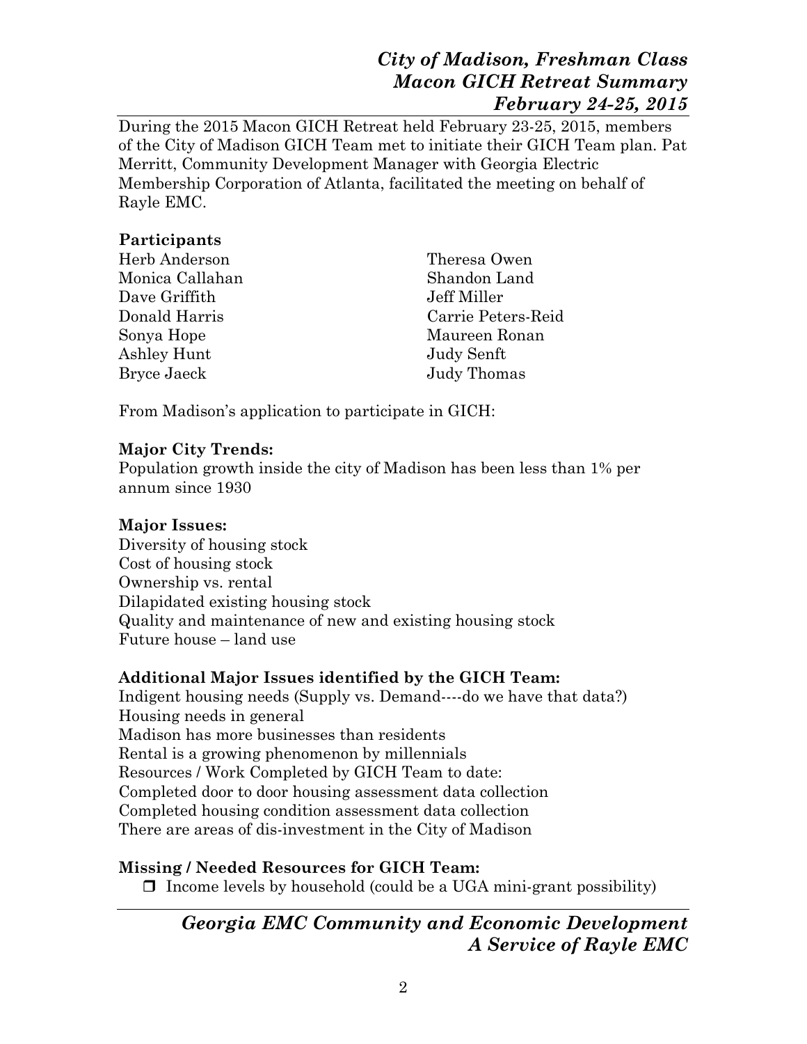During the 2015 Macon GICH Retreat held February 23-25, 2015, members of the City of Madison GICH Team met to initiate their GICH Team plan. Pat Merritt, Community Development Manager with Georgia Electric Membership Corporation of Atlanta, facilitated the meeting on behalf of Rayle EMC.

**Participants**

Herb Anderson
Monica Callahan
Dave Griffith
Donald Harris
Sonya Hope
Ashley Hunt
Bryce Jaeck
Theresa Owen
Shandon Land
Jeff Miller
Carrie Peters-Reid
Maureen Ronan
Judy Senft
Judy Thomas

From Madison's application to participate in GICH:

**Major City Trends:**

Population growth inside the city of Madison has been less than 1% per annum since 1930

**Major Issues:**

Diversity of housing stock
Cost of housing stock
Ownership vs. rental
Dilapidated existing housing stock
Quality and maintenance of new and existing housing stock
Future house – land use

**Additional Major Issues identified by the GICH Team:**

Indigent housing needs (Supply vs. Demand----do we have that data?)
Housing needs in general
Madison has more businesses than residents
Rental is a growing phenomenon by millennials
Resources / Work Completed by GICH Team to date:
Completed door to door housing assessment data collection
Completed housing condition assessment data collection
There are areas of dis-investment in the City of Madison

**Missing / Needed Resources for GICH Team:**

- ☐ Income levels by household (could be a UGA mini-grant possibility)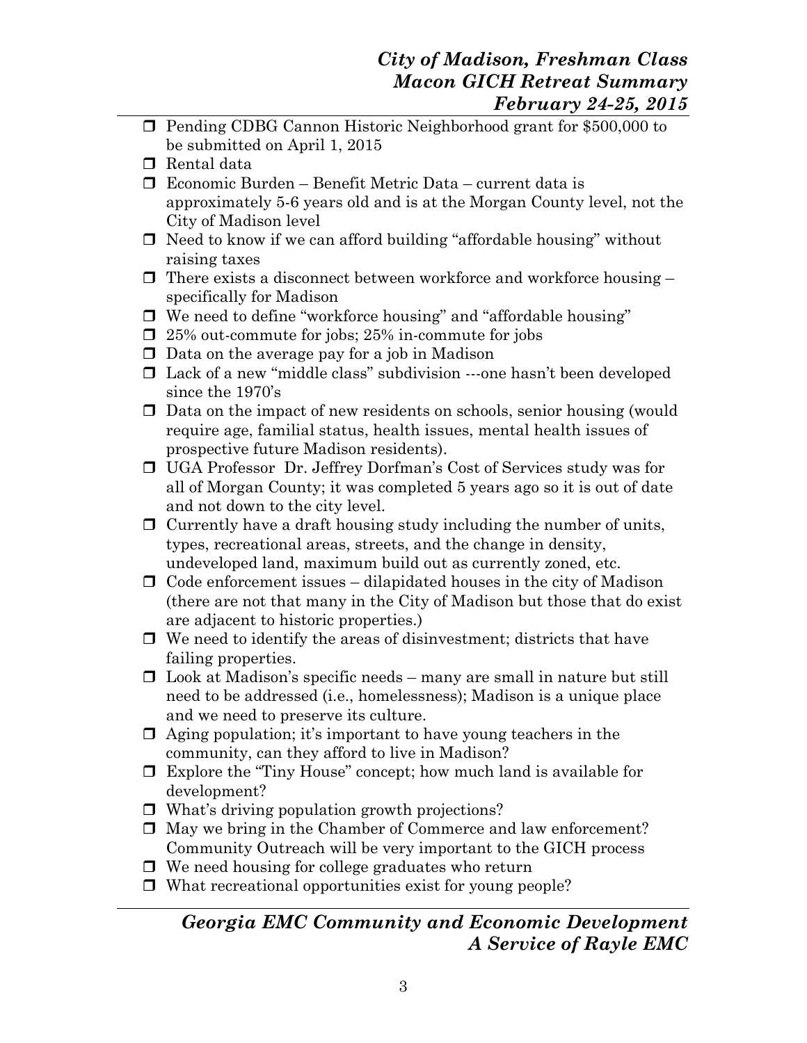- Pending CDBG Cannon Historic Neighborhood grant for $500,000 to be submitted on April 1, 2015
- Rental data
- Economic Burden – Benefit Metric Data – current data is approximately 5-6 years old and is at the Morgan County level, not the City of Madison level
- Need to know if we can afford building "affordable housing" without raising taxes
- There exists a disconnect between workforce and workforce housing – specifically for Madison
- We need to define "workforce housing" and "affordable housing"
- 25% out-commute for jobs; 25% in-commute for jobs
- Data on the average pay for a job in Madison
- Lack of a new "middle class" subdivision ---one hasn't been developed since the 1970's
- Data on the impact of new residents on schools, senior housing (would require age, familial status, health issues, mental health issues of prospective future Madison residents).
- UGA Professor Dr. Jeffrey Dorfman's Cost of Services study was for all of Morgan County; it was completed 5 years ago so it is out of date and not down to the city level.
- Currently have a draft housing study including the number of units, types, recreational areas, streets, and the change in density, undeveloped land, maximum build out as currently zoned, etc.
- Code enforcement issues – dilapidated houses in the city of Madison (there are not that many in the City of Madison but those that do exist are adjacent to historic properties.)
- We need to identify the areas of disinvestment; districts that have failing properties.
- Look at Madison's specific needs – many are small in nature but still need to be addressed (i.e., homelessness); Madison is a unique place and we need to preserve its culture.
- Aging population; it's important to have young teachers in the community, can they afford to live in Madison?
- Explore the "Tiny House" concept; how much land is available for development?
- What's driving population growth projections?
- May we bring in the Chamber of Commerce and law enforcement? Community Outreach will be very important to the GICH process
- We need housing for college graduates who return
- What recreational opportunities exist for young people?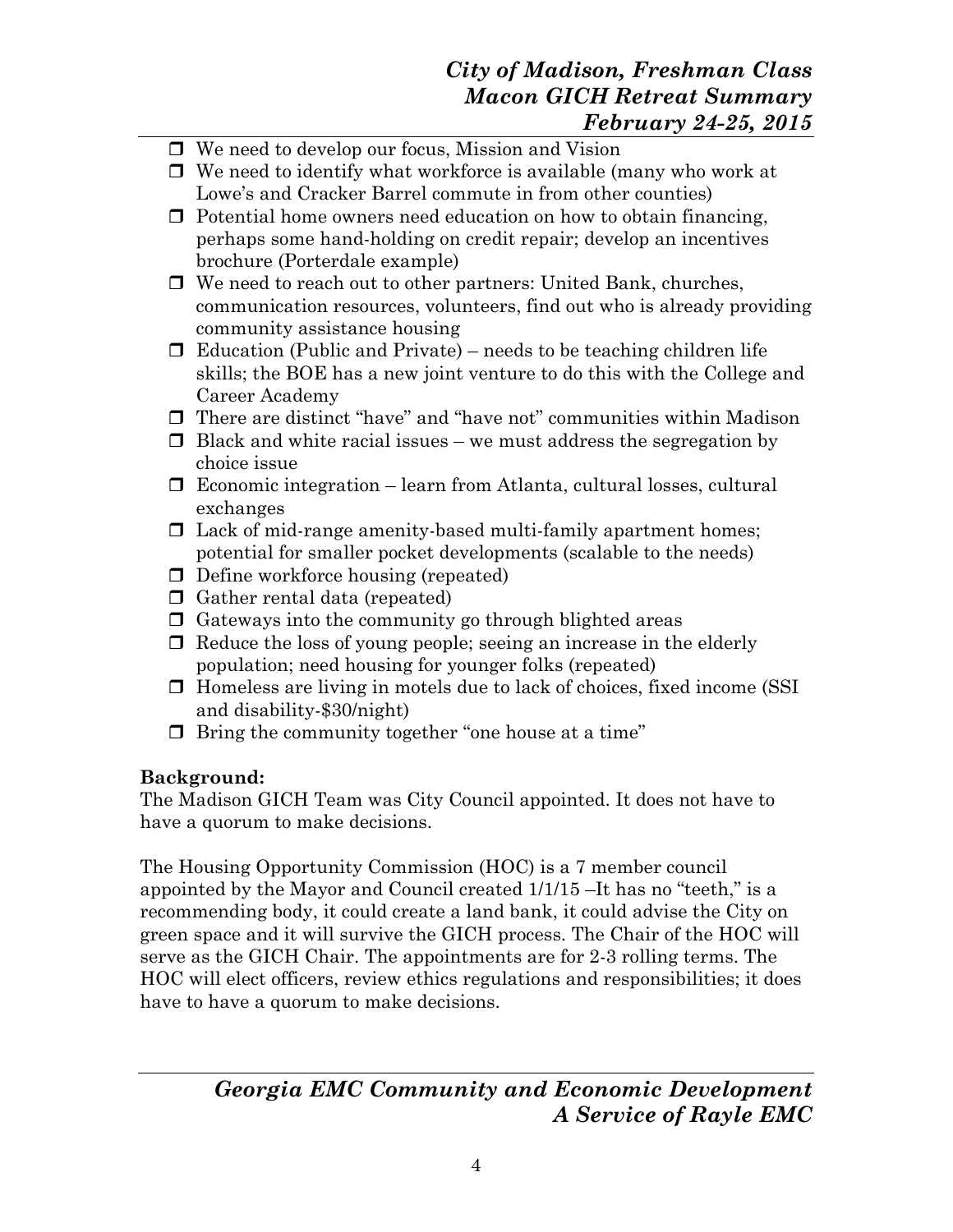- We need to develop our focus, Mission and Vision
- We need to identify what workforce is available (many who work at Lowe's and Cracker Barrel commute in from other counties)
- Potential home owners need education on how to obtain financing, perhaps some hand-holding on credit repair; develop an incentives brochure (Porterdale example)
- We need to reach out to other partners: United Bank, churches, communication resources, volunteers, find out who is already providing community assistance housing
- Education (Public and Private) – needs to be teaching children life skills; the BOE has a new joint venture to do this with the College and Career Academy
- There are distinct "have" and "have not" communities within Madison
- Black and white racial issues – we must address the segregation by choice issue
- Economic integration – learn from Atlanta, cultural losses, cultural exchanges
- Lack of mid-range amenity-based multi-family apartment homes; potential for smaller pocket developments (scalable to the needs)
- Define workforce housing (repeated)
- Gather rental data (repeated)
- Gateways into the community go through blighted areas
- Reduce the loss of young people; seeing an increase in the elderly population; need housing for younger folks (repeated)
- Homeless are living in motels due to lack of choices, fixed income (SSI and disability-$30/night)
- Bring the community together "one house at a time"

**Background:**

The Madison GICH Team was City Council appointed. It does not have to have a quorum to make decisions.

The Housing Opportunity Commission (HOC) is a 7 member council appointed by the Mayor and Council created 1/1/15 –It has no "teeth," is a recommending body, it could create a land bank, it could advise the City on green space and it will survive the GICH process. The Chair of the HOC will serve as the GICH Chair. The appointments are for 2-3 rolling terms. The HOC will elect officers, review ethics regulations and responsibilities; it does have to have a quorum to make decisions.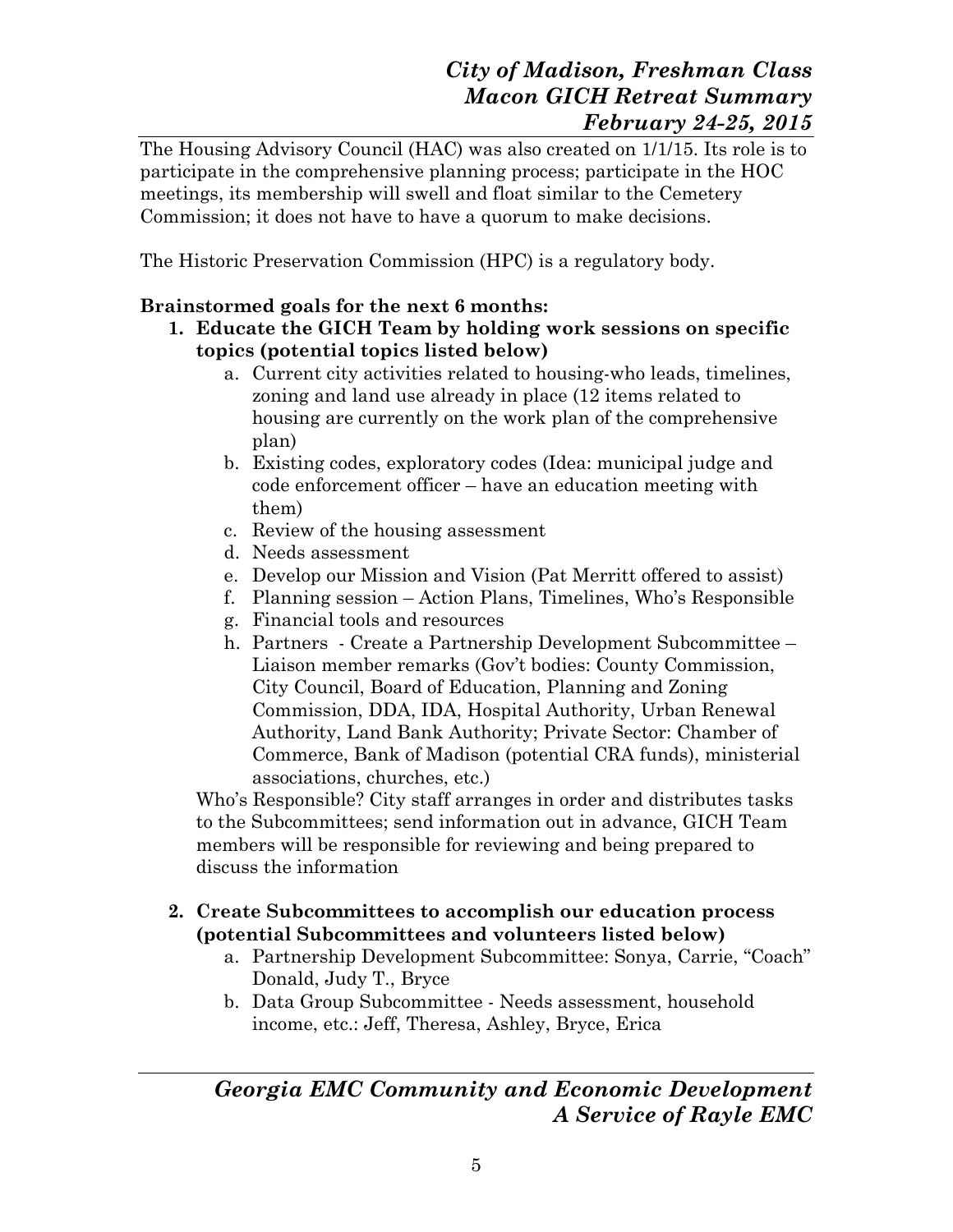The Housing Advisory Council (HAC) was also created on 1/1/15. Its role is to participate in the comprehensive planning process; participate in the HOC meetings, its membership will swell and float similar to the Cemetery Commission; it does not have to have a quorum to make decisions.

The Historic Preservation Commission (HPC) is a regulatory body.

**Brainstormed goals for the next 6 months:**

1. **Educate the GICH Team by holding work sessions on specific topics (potential topics listed below)**
   a. Current city activities related to housing-who leads, timelines, zoning and land use already in place (12 items related to housing are currently on the work plan of the comprehensive plan)
   b. Existing codes, exploratory codes (Idea: municipal judge and code enforcement officer – have an education meeting with them)
   c. Review of the housing assessment
   d. Needs assessment
   e. Develop our Mission and Vision (Pat Merritt offered to assist)
   f. Planning session – Action Plans, Timelines, Who's Responsible
   g. Financial tools and resources
   h. Partners - Create a Partnership Development Subcommittee – Liaison member remarks (Gov't bodies: County Commission, City Council, Board of Education, Planning and Zoning Commission, DDA, IDA, Hospital Authority, Urban Renewal Authority, Land Bank Authority; Private Sector: Chamber of Commerce, Bank of Madison (potential CRA funds), ministerial associations, churches, etc.)

   Who's Responsible? City staff arranges in order and distributes tasks to the Subcommittees; send information out in advance, GICH Team members will be responsible for reviewing and being prepared to discuss the information

2. **Create Subcommittees to accomplish our education process (potential Subcommittees and volunteers listed below)**
   a. Partnership Development Subcommittee: Sonya, Carrie, "Coach" Donald, Judy T., Bryce
   b. Data Group Subcommittee - Needs assessment, household income, etc.: Jeff, Theresa, Ashley, Bryce, Erica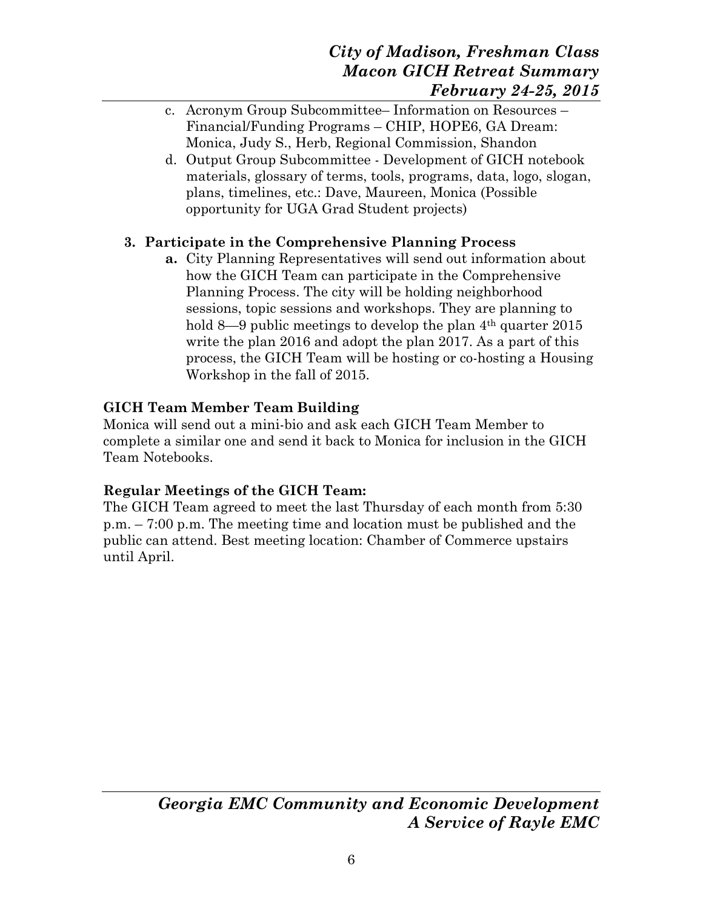c. Acronym Group Subcommittee– Information on Resources – Financial/Funding Programs – CHIP, HOPE6, GA Dream: Monica, Judy S., Herb, Regional Commission, Shandon
d. Output Group Subcommittee - Development of GICH notebook materials, glossary of terms, tools, programs, data, logo, slogan, plans, timelines, etc.: Dave, Maureen, Monica (Possible opportunity for UGA Grad Student projects)

**3. Participate in the Comprehensive Planning Process**

**a.** City Planning Representatives will send out information about how the GICH Team can participate in the Comprehensive Planning Process. The city will be holding neighborhood sessions, topic sessions and workshops. They are planning to hold 8—9 public meetings to develop the plan 4th quarter 2015 write the plan 2016 and adopt the plan 2017. As a part of this process, the GICH Team will be hosting or co-hosting a Housing Workshop in the fall of 2015.

### GICH Team Member Team Building

Monica will send out a mini-bio and ask each GICH Team Member to complete a similar one and send it back to Monica for inclusion in the GICH Team Notebooks.

### Regular Meetings of the GICH Team:

The GICH Team agreed to meet the last Thursday of each month from 5:30 p.m. – 7:00 p.m. The meeting time and location must be published and the public can attend. Best meeting location: Chamber of Commerce upstairs until April.